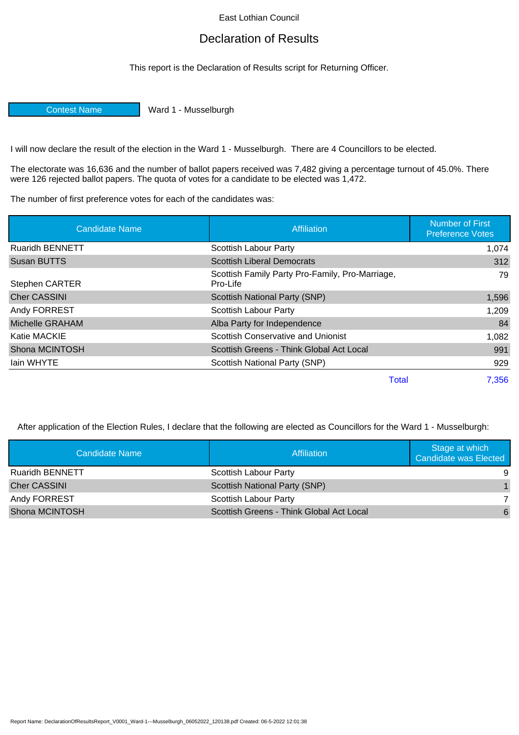East Lothian Council

# Declaration of Results

This report is the Declaration of Results script for Returning Officer.

| Contest Name | Ward 1 - Musselburgh |
|---|---|

I will now declare the result of the election in the Ward 1 - Musselburgh. There are 4 Councillors to be elected.

The electorate was 16,636 and the number of ballot papers received was 7,482 giving a percentage turnout of 45.0%. There were 126 rejected ballot papers. The quota of votes for a candidate to be elected was 1,472.

The number of first preference votes for each of the candidates was:

| Candidate Name | Affiliation | Number of First Preference Votes |
|---|---|---|
| Ruaridh BENNETT | Scottish Labour Party | 1,074 |
| Susan BUTTS | Scottish Liberal Democrats | 312 |
| Stephen CARTER | Scottish Family Party Pro-Family, Pro-Marriage, Pro-Life | 79 |
| Cher CASSINI | Scottish National Party (SNP) | 1,596 |
| Andy FORREST | Scottish Labour Party | 1,209 |
| Michelle GRAHAM | Alba Party for Independence | 84 |
| Katie MACKIE | Scottish Conservative and Unionist | 1,082 |
| Shona MCINTOSH | Scottish Greens - Think Global Act Local | 991 |
| Iain WHYTE | Scottish National Party (SNP) | 929 |
| | Total | 7,356 |

After application of the Election Rules, I declare that the following are elected as Councillors for the Ward 1 - Musselburgh:

| Candidate Name | Affiliation | Stage at which Candidate was Elected |
|---|---|---|
| Ruaridh BENNETT | Scottish Labour Party | 9 |
| Cher CASSINI | Scottish National Party (SNP) | 1 |
| Andy FORREST | Scottish Labour Party | 7 |
| Shona MCINTOSH | Scottish Greens - Think Global Act Local | 6 |

Report Name: DeclarationOfResultsReport_V0001_Ward-1---Musselburgh_06052022_120138.pdf Created: 06-5-2022 12:01:38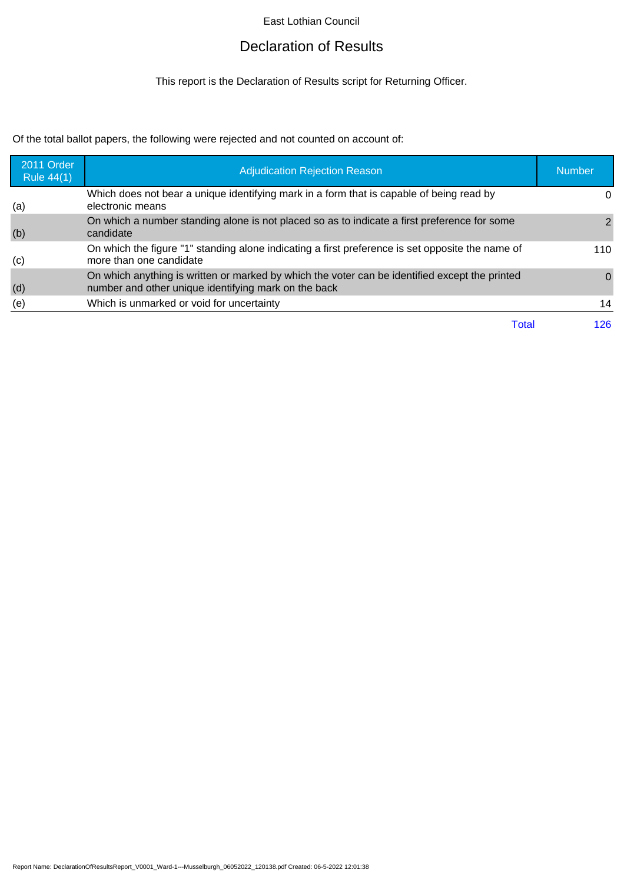East Lothian Council

# Declaration of Results

This report is the Declaration of Results script for Returning Officer.

Of the total ballot papers, the following were rejected and not counted on account of:

| 2011 Order Rule 44(1) | Adjudication Rejection Reason | Number |
|---|---|---|
| (a) | Which does not bear a unique identifying mark in a form that is capable of being read by electronic means | 0 |
| (b) | On which a number standing alone is not placed so as to indicate a first preference for some candidate | 2 |
| (c) | On which the figure "1" standing alone indicating a first preference is set opposite the name of more than one candidate | 110 |
| (d) | On which anything is written or marked by which the voter can be identified except the printed number and other unique identifying mark on the back | 0 |
| (e) | Which is unmarked or void for uncertainty | 14 |
| | Total | 126 |

Report Name: DeclarationOfResultsReport_V0001_Ward-1---Musselburgh_06052022_120138.pdf Created: 06-5-2022 12:01:38